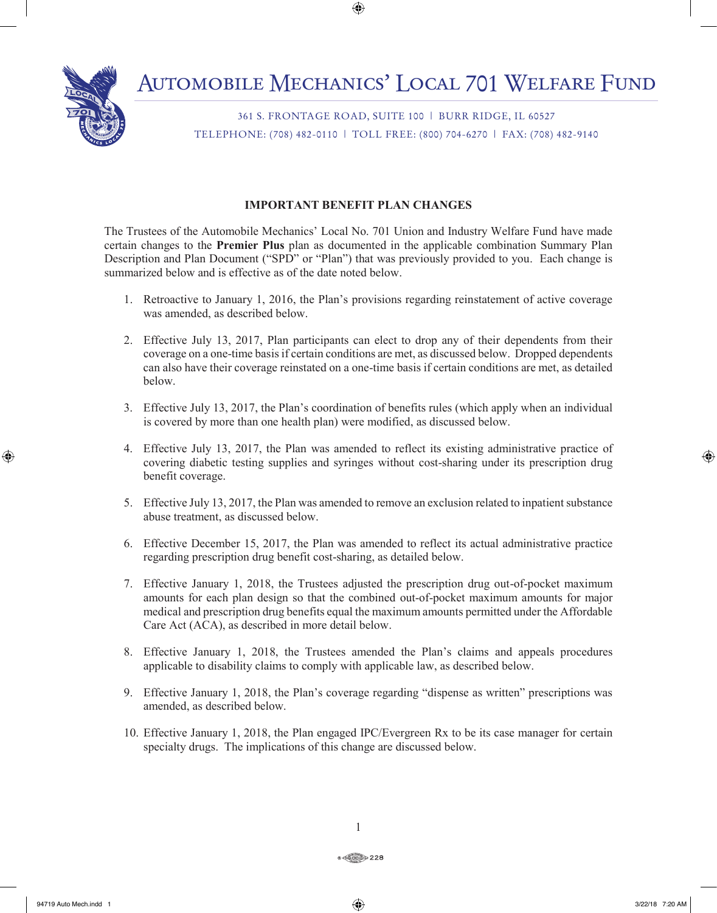# Automobile Mechanics' Local 701 Welfare Fund

361 S. Frontage Road, Suite 100 | Burr Ridge, IL 60527
Telephone: (708) 482-0110 | Toll Free: (800) 704-6270 | Fax: (708) 482-9140

## IMPORTANT BENEFIT PLAN CHANGES

The Trustees of the Automobile Mechanics' Local No. 701 Union and Industry Welfare Fund have made certain changes to the **Premier Plus** plan as documented in the applicable combination Summary Plan Description and Plan Document ("SPD" or "Plan") that was previously provided to you. Each change is summarized below and is effective as of the date noted below.

1. Retroactive to January 1, 2016, the Plan's provisions regarding reinstatement of active coverage was amended, as described below.

2. Effective July 13, 2017, Plan participants can elect to drop any of their dependents from their coverage on a one-time basis if certain conditions are met, as discussed below. Dropped dependents can also have their coverage reinstated on a one-time basis if certain conditions are met, as detailed below.

3. Effective July 13, 2017, the Plan's coordination of benefits rules (which apply when an individual is covered by more than one health plan) were modified, as discussed below.

4. Effective July 13, 2017, the Plan was amended to reflect its existing administrative practice of covering diabetic testing supplies and syringes without cost-sharing under its prescription drug benefit coverage.

5. Effective July 13, 2017, the Plan was amended to remove an exclusion related to inpatient substance abuse treatment, as discussed below.

6. Effective December 15, 2017, the Plan was amended to reflect its actual administrative practice regarding prescription drug benefit cost-sharing, as detailed below.

7. Effective January 1, 2018, the Trustees adjusted the prescription drug out-of-pocket maximum amounts for each plan design so that the combined out-of-pocket maximum amounts for major medical and prescription drug benefits equal the maximum amounts permitted under the Affordable Care Act (ACA), as described in more detail below.

8. Effective January 1, 2018, the Trustees amended the Plan's claims and appeals procedures applicable to disability claims to comply with applicable law, as described below.

9. Effective January 1, 2018, the Plan's coverage regarding "dispense as written" prescriptions was amended, as described below.

10. Effective January 1, 2018, the Plan engaged IPC/Evergreen Rx to be its case manager for certain specialty drugs. The implications of this change are discussed below.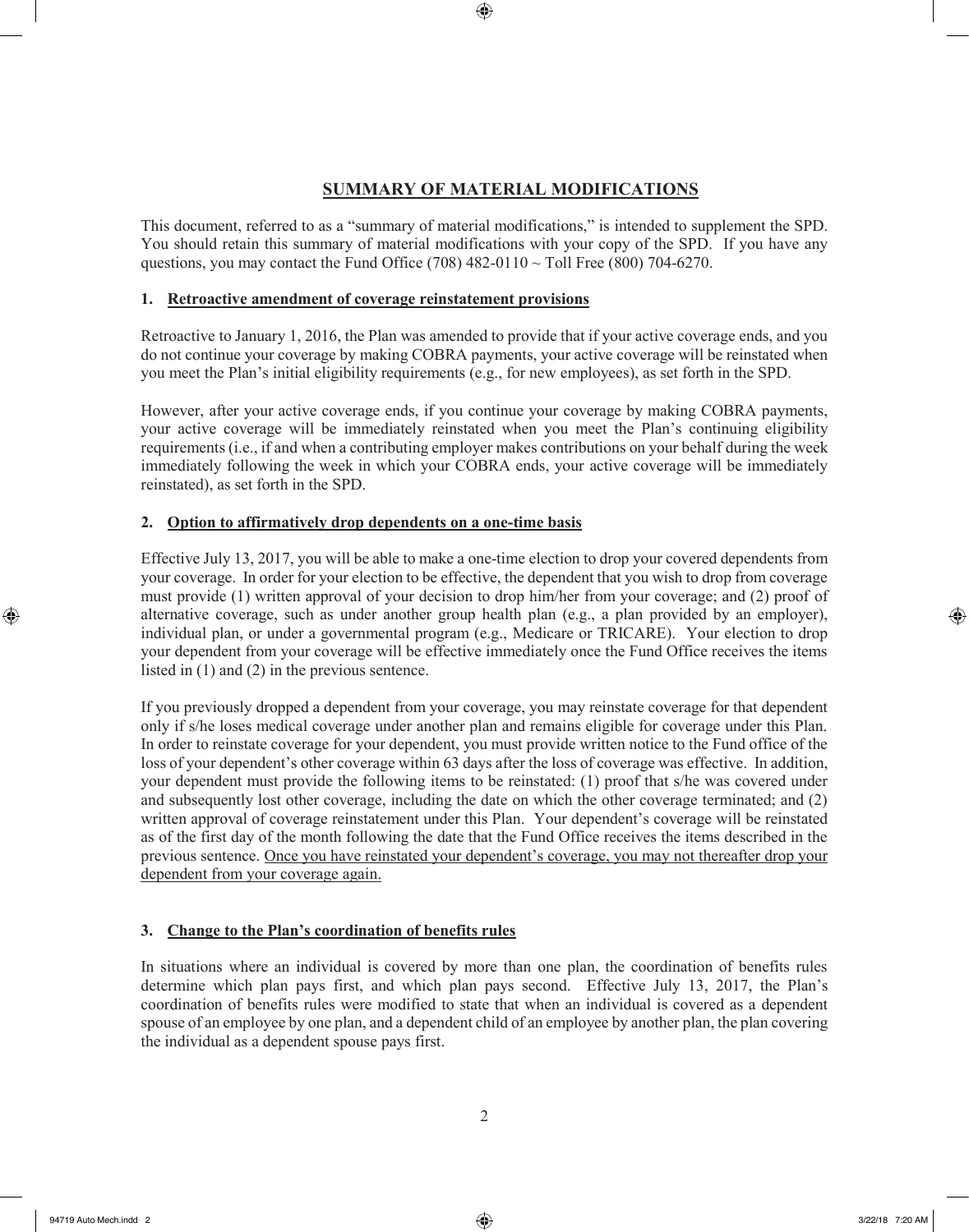## SUMMARY OF MATERIAL MODIFICATIONS

This document, referred to as a "summary of material modifications," is intended to supplement the SPD. You should retain this summary of material modifications with your copy of the SPD. If you have any questions, you may contact the Fund Office (708) 482-0110 ~ Toll Free (800) 704-6270.

### 1. Retroactive amendment of coverage reinstatement provisions

Retroactive to January 1, 2016, the Plan was amended to provide that if your active coverage ends, and you do not continue your coverage by making COBRA payments, your active coverage will be reinstated when you meet the Plan's initial eligibility requirements (e.g., for new employees), as set forth in the SPD.

However, after your active coverage ends, if you continue your coverage by making COBRA payments, your active coverage will be immediately reinstated when you meet the Plan's continuing eligibility requirements (i.e., if and when a contributing employer makes contributions on your behalf during the week immediately following the week in which your COBRA ends, your active coverage will be immediately reinstated), as set forth in the SPD.

### 2. Option to affirmatively drop dependents on a one-time basis

Effective July 13, 2017, you will be able to make a one-time election to drop your covered dependents from your coverage. In order for your election to be effective, the dependent that you wish to drop from coverage must provide (1) written approval of your decision to drop him/her from your coverage; and (2) proof of alternative coverage, such as under another group health plan (e.g., a plan provided by an employer), individual plan, or under a governmental program (e.g., Medicare or TRICARE). Your election to drop your dependent from your coverage will be effective immediately once the Fund Office receives the items listed in (1) and (2) in the previous sentence.

If you previously dropped a dependent from your coverage, you may reinstate coverage for that dependent only if s/he loses medical coverage under another plan and remains eligible for coverage under this Plan. In order to reinstate coverage for your dependent, you must provide written notice to the Fund office of the loss of your dependent's other coverage within 63 days after the loss of coverage was effective. In addition, your dependent must provide the following items to be reinstated: (1) proof that s/he was covered under and subsequently lost other coverage, including the date on which the other coverage terminated; and (2) written approval of coverage reinstatement under this Plan. Your dependent's coverage will be reinstated as of the first day of the month following the date that the Fund Office receives the items described in the previous sentence. Once you have reinstated your dependent's coverage, you may not thereafter drop your dependent from your coverage again.

### 3. Change to the Plan's coordination of benefits rules

In situations where an individual is covered by more than one plan, the coordination of benefits rules determine which plan pays first, and which plan pays second. Effective July 13, 2017, the Plan's coordination of benefits rules were modified to state that when an individual is covered as a dependent spouse of an employee by one plan, and a dependent child of an employee by another plan, the plan covering the individual as a dependent spouse pays first.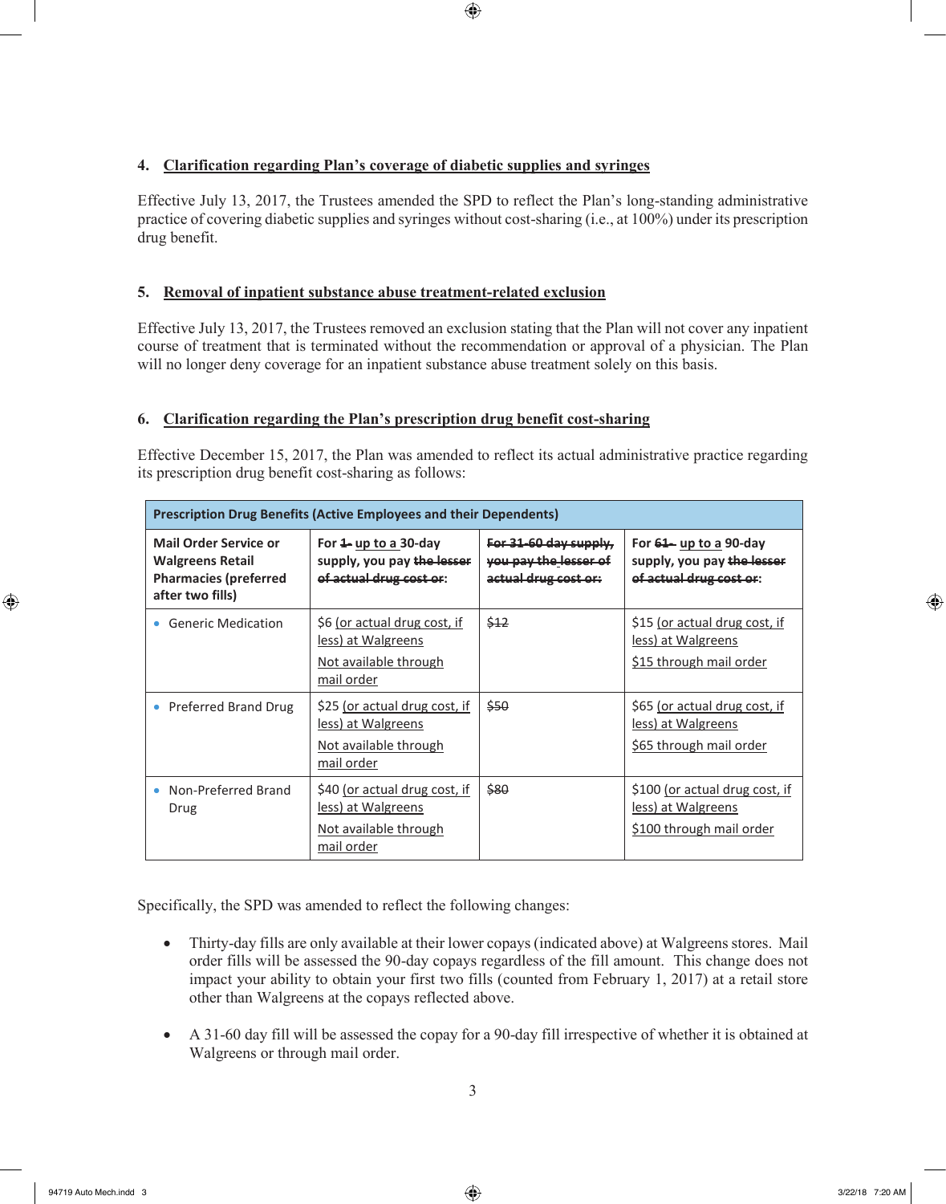### 4. Clarification regarding Plan's coverage of diabetic supplies and syringes

Effective July 13, 2017, the Trustees amended the SPD to reflect the Plan's long-standing administrative practice of covering diabetic supplies and syringes without cost-sharing (i.e., at 100%) under its prescription drug benefit.

### 5. Removal of inpatient substance abuse treatment-related exclusion

Effective July 13, 2017, the Trustees removed an exclusion stating that the Plan will not cover any inpatient course of treatment that is terminated without the recommendation or approval of a physician. The Plan will no longer deny coverage for an inpatient substance abuse treatment solely on this basis.

### 6. Clarification regarding the Plan's prescription drug benefit cost-sharing

Effective December 15, 2017, the Plan was amended to reflect its actual administrative practice regarding its prescription drug benefit cost-sharing as follows:

| Prescription Drug Benefits (Active Employees and their Dependents) | | | |
|---|---|---|---|
| **Mail Order Service or Walgreens Retail Pharmacies (preferred after two fills)** | **For ~~1-~~ up to a 30-day supply, you pay ~~the lesser of actual drug cost or~~:** | **~~For 31-60 day supply, you pay the lesser of actual drug cost or:~~** | **For ~~61-~~ up to a 90-day supply, you pay ~~the lesser of actual drug cost or~~:** |
| • Generic Medication | $6 (or actual drug cost, if less) at Walgreens<br>Not available through mail order | ~~$12~~ | $15 (or actual drug cost, if less) at Walgreens<br>$15 through mail order |
| • Preferred Brand Drug | $25 (or actual drug cost, if less) at Walgreens<br>Not available through mail order | ~~$50~~ | $65 (or actual drug cost, if less) at Walgreens<br>$65 through mail order |
| • Non-Preferred Brand Drug | $40 (or actual drug cost, if less) at Walgreens<br>Not available through mail order | ~~$80~~ | $100 (or actual drug cost, if less) at Walgreens<br>$100 through mail order |

Specifically, the SPD was amended to reflect the following changes:

- Thirty-day fills are only available at their lower copays (indicated above) at Walgreens stores. Mail order fills will be assessed the 90-day copays regardless of the fill amount. This change does not impact your ability to obtain your first two fills (counted from February 1, 2017) at a retail store other than Walgreens at the copays reflected above.
- A 31-60 day fill will be assessed the copay for a 90-day fill irrespective of whether it is obtained at Walgreens or through mail order.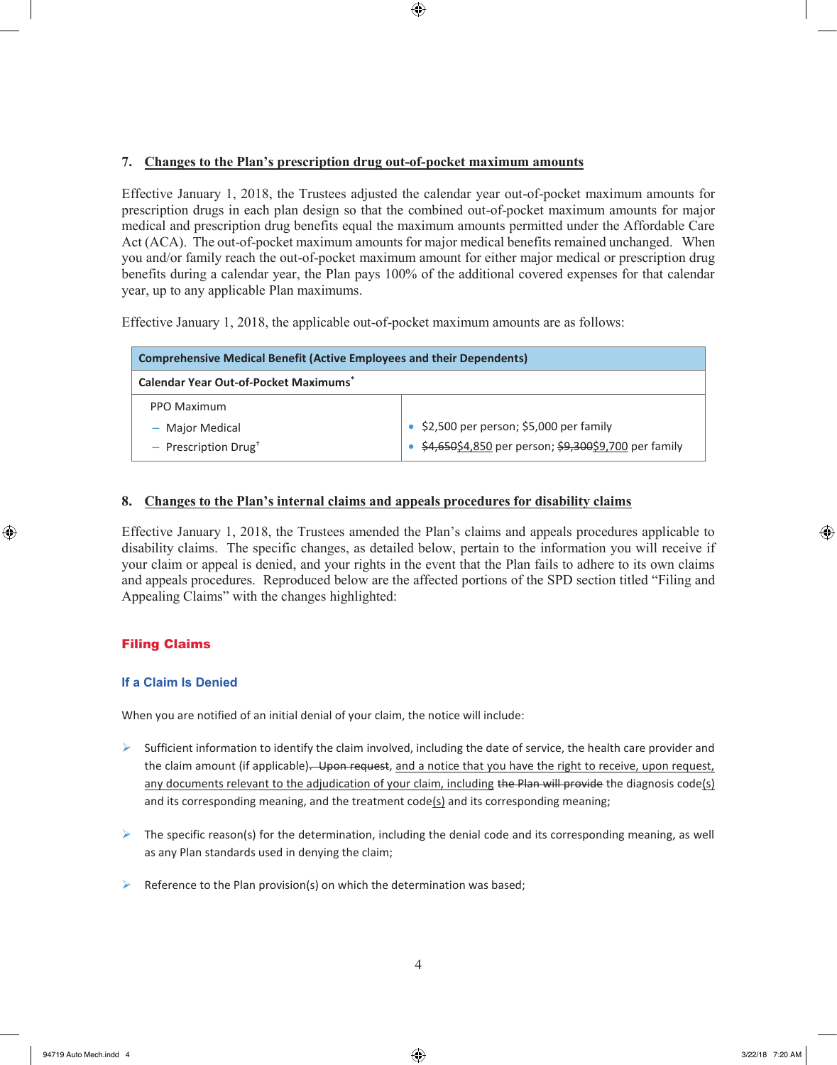## 7. Changes to the Plan's prescription drug out-of-pocket maximum amounts

Effective January 1, 2018, the Trustees adjusted the calendar year out-of-pocket maximum amounts for prescription drugs in each plan design so that the combined out-of-pocket maximum amounts for major medical and prescription drug benefits equal the maximum amounts permitted under the Affordable Care Act (ACA). The out-of-pocket maximum amounts for major medical benefits remained unchanged. When you and/or family reach the out-of-pocket maximum amount for either major medical or prescription drug benefits during a calendar year, the Plan pays 100% of the additional covered expenses for that calendar year, up to any applicable Plan maximums.

Effective January 1, 2018, the applicable out-of-pocket maximum amounts are as follows:

| **Comprehensive Medical Benefit (Active Employees and their Dependents)** | |
|---|---|
| **Calendar Year Out-of-Pocket Maximums*** | |
| PPO Maximum<br>– Major Medical<br>– Prescription Drug† | • $2,500 per person; $5,000 per family<br>• ~~$4,650~~<u>$4,850</u> per person; ~~$9,300~~<u>$9,700</u> per family |

## 8. Changes to the Plan's internal claims and appeals procedures for disability claims

Effective January 1, 2018, the Trustees amended the Plan's claims and appeals procedures applicable to disability claims. The specific changes, as detailed below, pertain to the information you will receive if your claim or appeal is denied, and your rights in the event that the Plan fails to adhere to its own claims and appeals procedures. Reproduced below are the affected portions of the SPD section titled "Filing and Appealing Claims" with the changes highlighted:

### Filing Claims

#### If a Claim Is Denied

When you are notified of an initial denial of your claim, the notice will include:

- Sufficient information to identify the claim involved, including the date of service, the health care provider and the claim amount (if applicable)~~. Upon request~~, <u>and a notice that you have the right to receive, upon request, any documents relevant to the adjudication of your claim, including</u> ~~the Plan will provide~~ the diagnosis code<u>(s)</u> and its corresponding meaning, and the treatment code<u>(s)</u> and its corresponding meaning;
- The specific reason(s) for the determination, including the denial code and its corresponding meaning, as well as any Plan standards used in denying the claim;
- Reference to the Plan provision(s) on which the determination was based;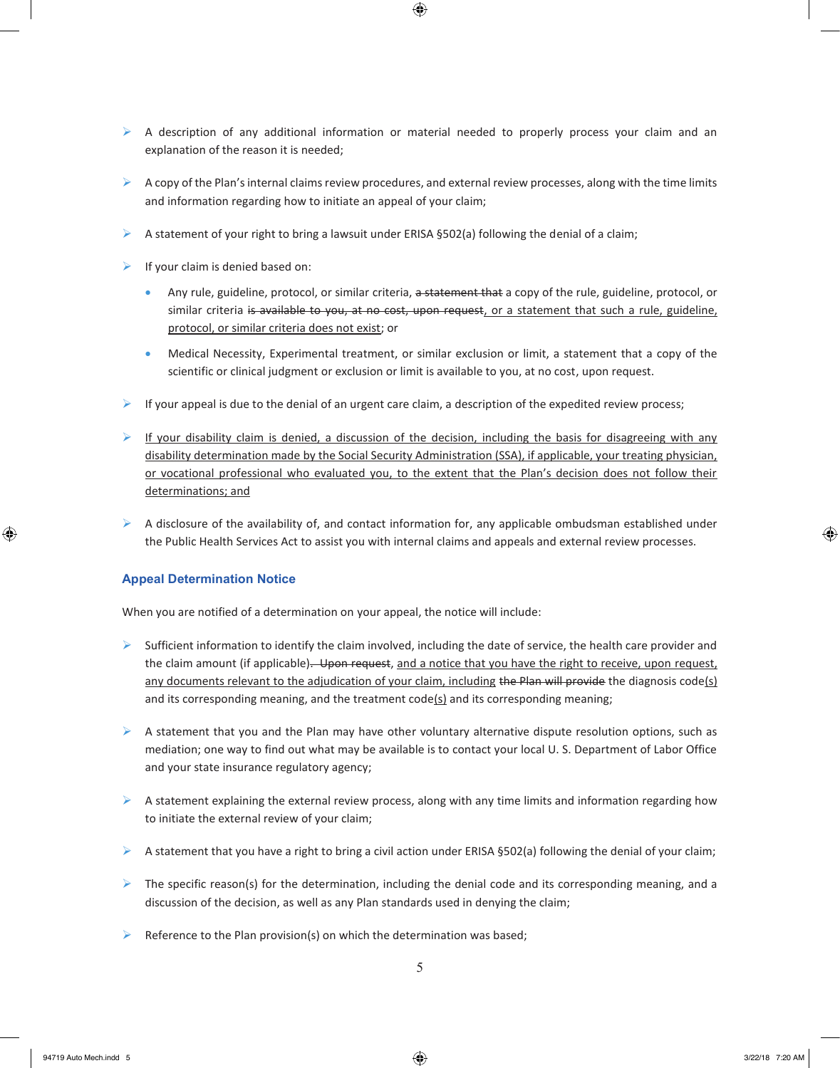- A description of any additional information or material needed to properly process your claim and an explanation of the reason it is needed;

- A copy of the Plan's internal claims review procedures, and external review processes, along with the time limits and information regarding how to initiate an appeal of your claim;

- A statement of your right to bring a lawsuit under ERISA §502(a) following the denial of a claim;

- If your claim is denied based on:

  - Any rule, guideline, protocol, or similar criteria, ~~a statement that~~ a copy of the rule, guideline, protocol, or similar criteria ~~is available to you, at no cost, upon request~~<u>, or a statement that such a rule, guideline, protocol, or similar criteria does not exist</u>; or

  - Medical Necessity, Experimental treatment, or similar exclusion or limit, a statement that a copy of the scientific or clinical judgment or exclusion or limit is available to you, at no cost, upon request.

- If your appeal is due to the denial of an urgent care claim, a description of the expedited review process;

- <u>If your disability claim is denied, a discussion of the decision, including the basis for disagreeing with any disability determination made by the Social Security Administration (SSA), if applicable, your treating physician, or vocational professional who evaluated you, to the extent that the Plan's decision does not follow their determinations; and</u>

- A disclosure of the availability of, and contact information for, any applicable ombudsman established under the Public Health Services Act to assist you with internal claims and appeals and external review processes.

### Appeal Determination Notice

When you are notified of a determination on your appeal, the notice will include:

- Sufficient information to identify the claim involved, including the date of service, the health care provider and the claim amount (if applicable)~~. Upon request~~, <u>and a notice that you have the right to receive, upon request, any documents relevant to the adjudication of your claim, including</u> ~~the Plan will provide~~ the diagnosis code<u>(s)</u> and its corresponding meaning, and the treatment code<u>(s)</u> and its corresponding meaning;

- A statement that you and the Plan may have other voluntary alternative dispute resolution options, such as mediation; one way to find out what may be available is to contact your local U. S. Department of Labor Office and your state insurance regulatory agency;

- A statement explaining the external review process, along with any time limits and information regarding how to initiate the external review of your claim;

- A statement that you have a right to bring a civil action under ERISA §502(a) following the denial of your claim;

- The specific reason(s) for the determination, including the denial code and its corresponding meaning, and a discussion of the decision, as well as any Plan standards used in denying the claim;

- Reference to the Plan provision(s) on which the determination was based;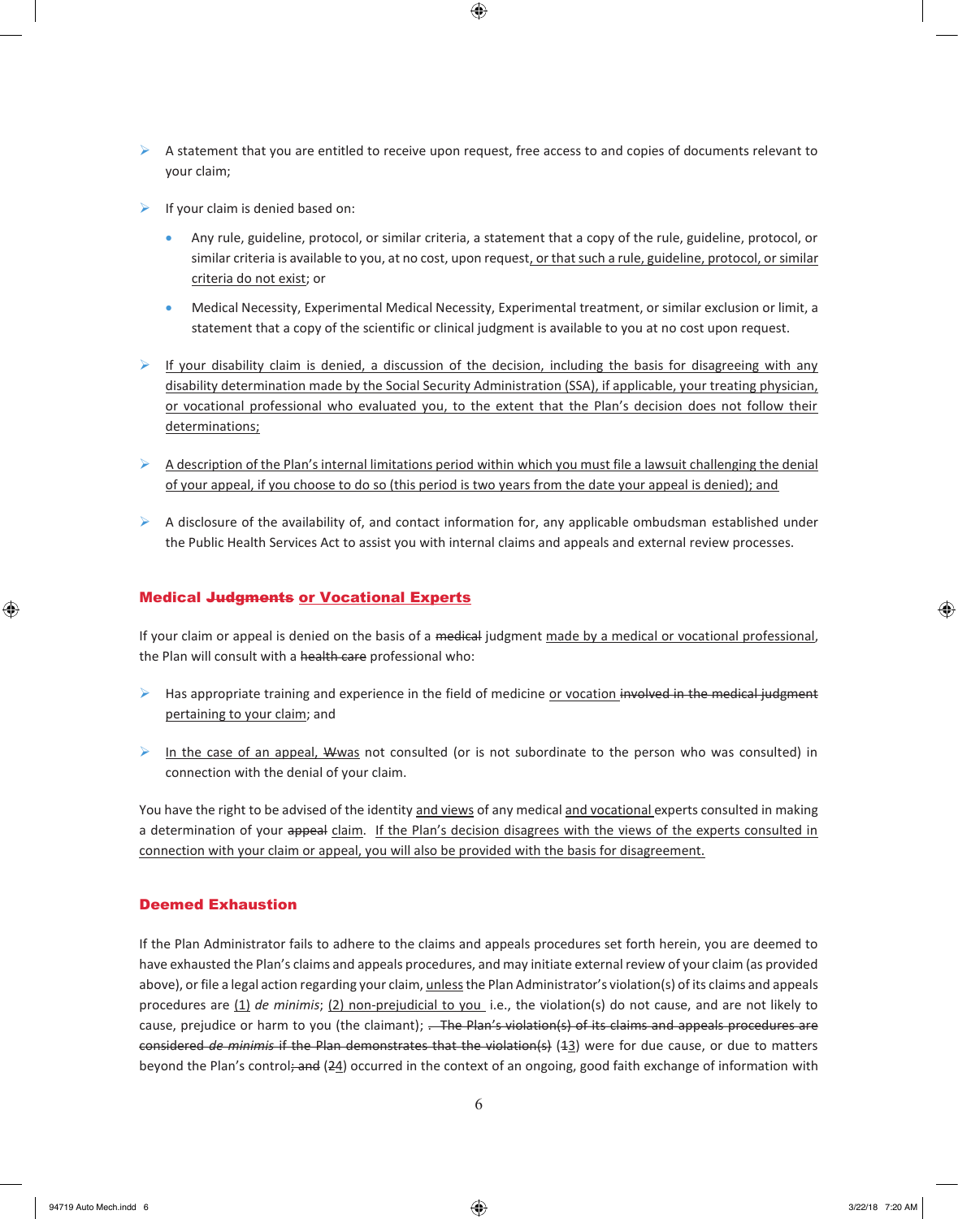- A statement that you are entitled to receive upon request, free access to and copies of documents relevant to your claim;
- If your claim is denied based on:
  - Any rule, guideline, protocol, or similar criteria, a statement that a copy of the rule, guideline, protocol, or similar criteria is available to you, at no cost, upon request, or that such a rule, guideline, protocol, or similar criteria do not exist; or
  - Medical Necessity, Experimental Medical Necessity, Experimental treatment, or similar exclusion or limit, a statement that a copy of the scientific or clinical judgment is available to you at no cost upon request.
- If your disability claim is denied, a discussion of the decision, including the basis for disagreeing with any disability determination made by the Social Security Administration (SSA), if applicable, your treating physician, or vocational professional who evaluated you, to the extent that the Plan's decision does not follow their determinations;
- A description of the Plan's internal limitations period within which you must file a lawsuit challenging the denial of your appeal, if you choose to do so (this period is two years from the date your appeal is denied); and
- A disclosure of the availability of, and contact information for, any applicable ombudsman established under the Public Health Services Act to assist you with internal claims and appeals and external review processes.

### Medical ~~Judgments~~ or Vocational Experts

If your claim or appeal is denied on the basis of a ~~medical~~ judgment made by a medical or vocational professional, the Plan will consult with a ~~health care~~ professional who:

- Has appropriate training and experience in the field of medicine or vocation ~~involved in the medical judgment~~ pertaining to your claim; and
- In the case of an appeal, ~~W~~was not consulted (or is not subordinate to the person who was consulted) in connection with the denial of your claim.

You have the right to be advised of the identity and views of any medical and vocational experts consulted in making a determination of your ~~appeal~~ claim. If the Plan's decision disagrees with the views of the experts consulted in connection with your claim or appeal, you will also be provided with the basis for disagreement.

### Deemed Exhaustion

If the Plan Administrator fails to adhere to the claims and appeals procedures set forth herein, you are deemed to have exhausted the Plan's claims and appeals procedures, and may initiate external review of your claim (as provided above), or file a legal action regarding your claim, unless the Plan Administrator's violation(s) of its claims and appeals procedures are (1) *de minimis*; (2) non-prejudicial to you i.e., the violation(s) do not cause, and are not likely to cause, prejudice or harm to you (the claimant); ~~. The Plan's violation(s) of its claims and appeals procedures are considered *de minimis* if the Plan demonstrates that the violation(s)~~ (~~1~~3) were for due cause, or due to matters beyond the Plan's control~~; and~~ (~~2~~4) occurred in the context of an ongoing, good faith exchange of information with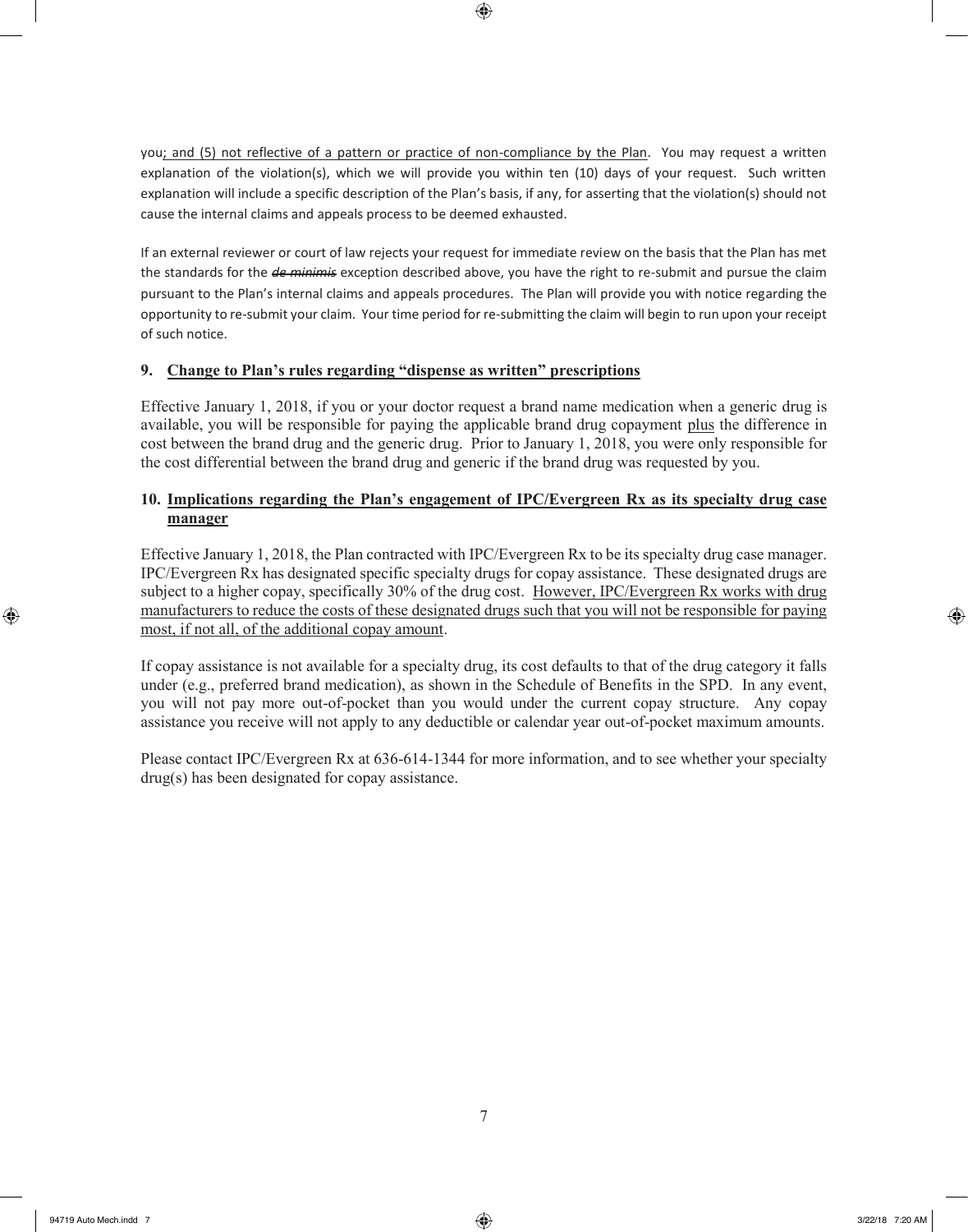you; and (5) not reflective of a pattern or practice of non-compliance by the Plan. You may request a written explanation of the violation(s), which we will provide you within ten (10) days of your request. Such written explanation will include a specific description of the Plan's basis, if any, for asserting that the violation(s) should not cause the internal claims and appeals process to be deemed exhausted.

If an external reviewer or court of law rejects your request for immediate review on the basis that the Plan has met the standards for the *de minimis* exception described above, you have the right to re-submit and pursue the claim pursuant to the Plan's internal claims and appeals procedures. The Plan will provide you with notice regarding the opportunity to re-submit your claim. Your time period for re-submitting the claim will begin to run upon your receipt of such notice.

**9. Change to Plan's rules regarding "dispense as written" prescriptions**

Effective January 1, 2018, if you or your doctor request a brand name medication when a generic drug is available, you will be responsible for paying the applicable brand drug copayment plus the difference in cost between the brand drug and the generic drug. Prior to January 1, 2018, you were only responsible for the cost differential between the brand drug and generic if the brand drug was requested by you.

**10. Implications regarding the Plan's engagement of IPC/Evergreen Rx as its specialty drug case manager**

Effective January 1, 2018, the Plan contracted with IPC/Evergreen Rx to be its specialty drug case manager. IPC/Evergreen Rx has designated specific specialty drugs for copay assistance. These designated drugs are subject to a higher copay, specifically 30% of the drug cost. However, IPC/Evergreen Rx works with drug manufacturers to reduce the costs of these designated drugs such that you will not be responsible for paying most, if not all, of the additional copay amount.

If copay assistance is not available for a specialty drug, its cost defaults to that of the drug category it falls under (e.g., preferred brand medication), as shown in the Schedule of Benefits in the SPD. In any event, you will not pay more out-of-pocket than you would under the current copay structure. Any copay assistance you receive will not apply to any deductible or calendar year out-of-pocket maximum amounts.

Please contact IPC/Evergreen Rx at 636-614-1344 for more information, and to see whether your specialty drug(s) has been designated for copay assistance.